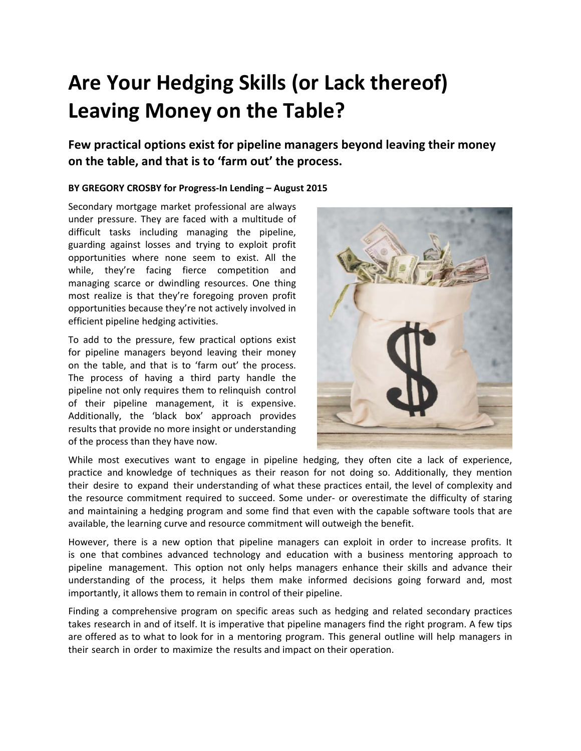# Are Your Hedging Skills (or Lack thereof) Leaving Money on the Table?

## Few practical options exist for pipeline managers beyond leaving their money on the table, and that is to 'farm out' the process.

**BY GREGORY CROSBY for Progress-In Lending – August 2015**

Secondary mortgage market professional are always under pressure. They are faced with a multitude of difficult tasks including managing the pipeline, guarding against losses and trying to exploit profit opportunities where none seem to exist. All the while, they're facing fierce competition and managing scarce or dwindling resources. One thing most realize is that they're foregoing proven profit opportunities because they're not actively involved in efficient pipeline hedging activities.

To add to the pressure, few practical options exist for pipeline managers beyond leaving their money on the table, and that is to 'farm out' the process. The process of having a third party handle the pipeline not only requires them to relinquish control of their pipeline management, it is expensive. Additionally, the 'black box' approach provides results that provide no more insight or understanding of the process than they have now.

While most executives want to engage in pipeline hedging, they often cite a lack of experience, practice and knowledge of techniques as their reason for not doing so. Additionally, they mention their desire to expand their understanding of what these practices entail, the level of complexity and the resource commitment required to succeed. Some under- or overestimate the difficulty of staring and maintaining a hedging program and some find that even with the capable software tools that are available, the learning curve and resource commitment will outweigh the benefit.

However, there is a new option that pipeline managers can exploit in order to increase profits. It is one that combines advanced technology and education with a business mentoring approach to pipeline management. This option not only helps managers enhance their skills and advance their understanding of the process, it helps them make informed decisions going forward and, most importantly, it allows them to remain in control of their pipeline.

Finding a comprehensive program on specific areas such as hedging and related secondary practices takes research in and of itself. It is imperative that pipeline managers find the right program. A few tips are offered as to what to look for in a mentoring program. This general outline will help managers in their search in order to maximize the results and impact on their operation.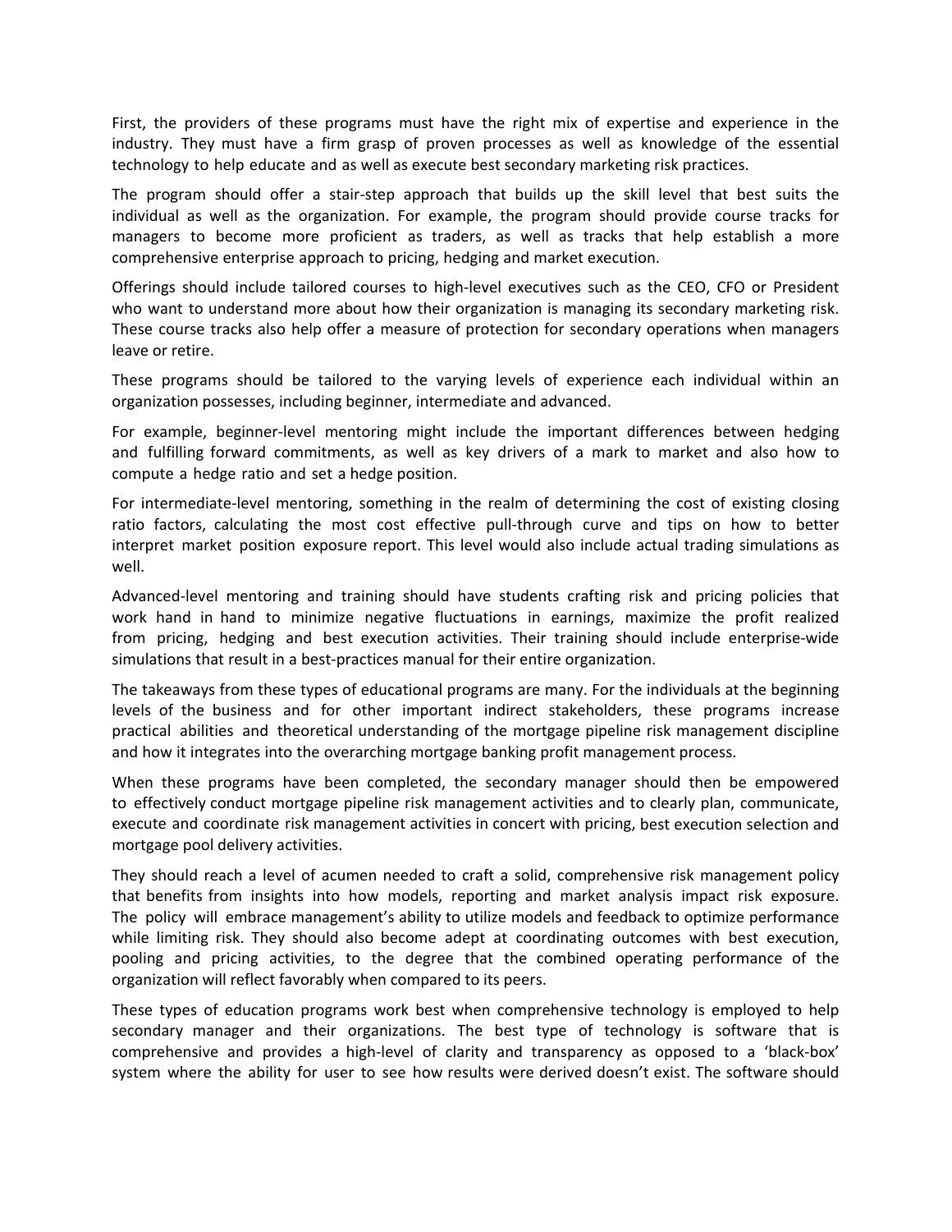First, the providers of these programs must have the right mix of expertise and experience in the industry. They must have a firm grasp of proven processes as well as knowledge of the essential technology to help educate and as well as execute best secondary marketing risk practices.

The program should offer a stair-step approach that builds up the skill level that best suits the individual as well as the organization. For example, the program should provide course tracks for managers to become more proficient as traders, as well as tracks that help establish a more comprehensive enterprise approach to pricing, hedging and market execution.

Offerings should include tailored courses to high-level executives such as the CEO, CFO or President who want to understand more about how their organization is managing its secondary marketing risk. These course tracks also help offer a measure of protection for secondary operations when managers leave or retire.

These programs should be tailored to the varying levels of experience each individual within an organization possesses, including beginner, intermediate and advanced.

For example, beginner-level mentoring might include the important differences between hedging and fulfilling forward commitments, as well as key drivers of a mark to market and also how to compute a hedge ratio and set a hedge position.

For intermediate-level mentoring, something in the realm of determining the cost of existing closing ratio factors, calculating the most cost effective pull-through curve and tips on how to better interpret market position exposure report. This level would also include actual trading simulations as well.

Advanced-level mentoring and training should have students crafting risk and pricing policies that work hand in hand to minimize negative fluctuations in earnings, maximize the profit realized from pricing, hedging and best execution activities. Their training should include enterprise-wide simulations that result in a best-practices manual for their entire organization.

The takeaways from these types of educational programs are many. For the individuals at the beginning levels of the business and for other important indirect stakeholders, these programs increase practical abilities and theoretical understanding of the mortgage pipeline risk management discipline and how it integrates into the overarching mortgage banking profit management process.

When these programs have been completed, the secondary manager should then be empowered to effectively conduct mortgage pipeline risk management activities and to clearly plan, communicate, execute and coordinate risk management activities in concert with pricing, best execution selection and mortgage pool delivery activities.

They should reach a level of acumen needed to craft a solid, comprehensive risk management policy that benefits from insights into how models, reporting and market analysis impact risk exposure. The policy will embrace management's ability to utilize models and feedback to optimize performance while limiting risk. They should also become adept at coordinating outcomes with best execution, pooling and pricing activities, to the degree that the combined operating performance of the organization will reflect favorably when compared to its peers.

These types of education programs work best when comprehensive technology is employed to help secondary manager and their organizations. The best type of technology is software that is comprehensive and provides a high-level of clarity and transparency as opposed to a 'black-box' system where the ability for user to see how results were derived doesn't exist. The software should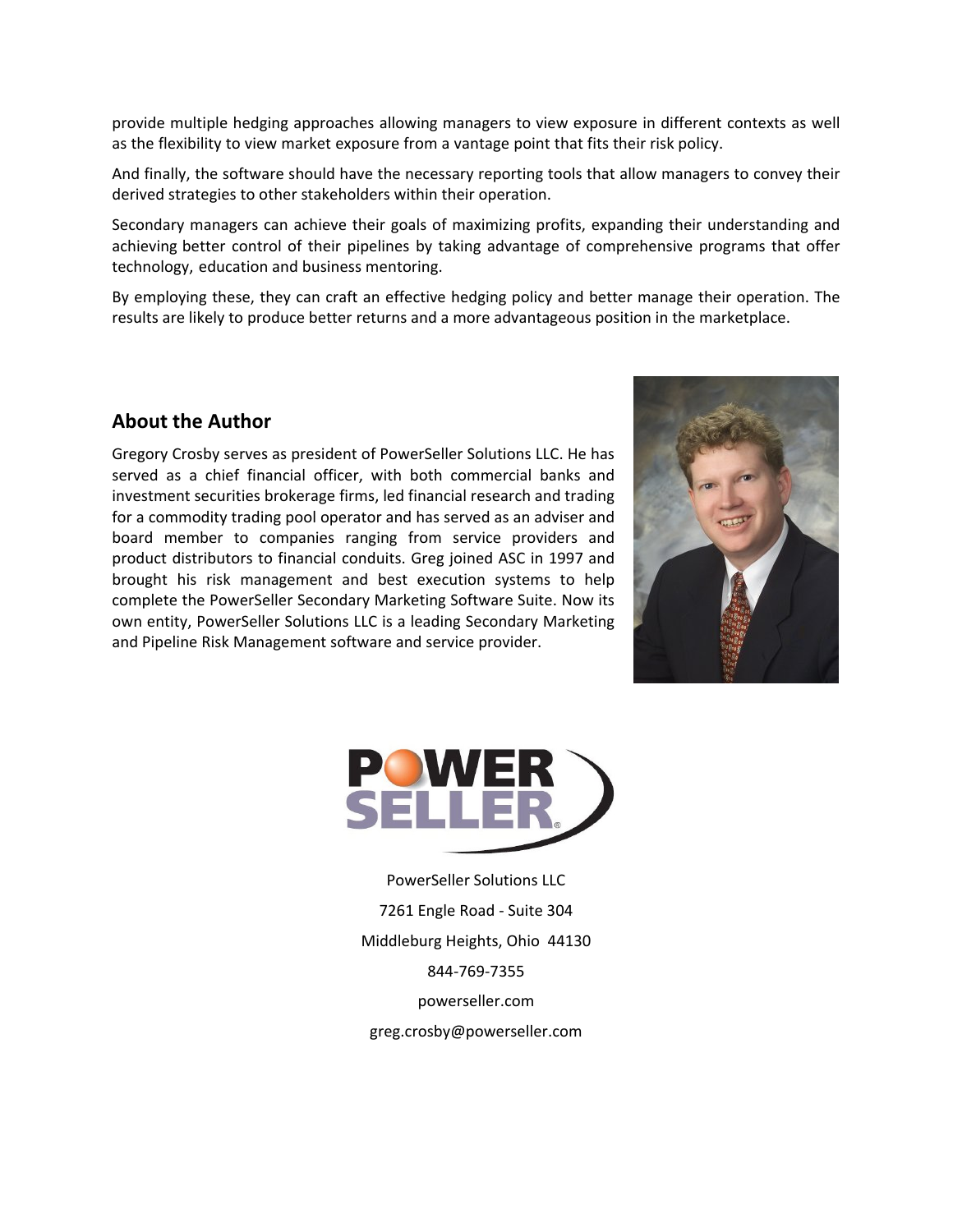provide multiple hedging approaches allowing managers to view exposure in different contexts as well as the flexibility to view market exposure from a vantage point that fits their risk policy.

And finally, the software should have the necessary reporting tools that allow managers to convey their derived strategies to other stakeholders within their operation.

Secondary managers can achieve their goals of maximizing profits, expanding their understanding and achieving better control of their pipelines by taking advantage of comprehensive programs that offer technology, education and business mentoring.

By employing these, they can craft an effective hedging policy and better manage their operation. The results are likely to produce better returns and a more advantageous position in the marketplace.

## About the Author

Gregory Crosby serves as president of PowerSeller Solutions LLC. He has served as a chief financial officer, with both commercial banks and investment securities brokerage firms, led financial research and trading for a commodity trading pool operator and has served as an adviser and board member to companies ranging from service providers and product distributors to financial conduits. Greg joined ASC in 1997 and brought his risk management and best execution systems to help complete the PowerSeller Secondary Marketing Software Suite. Now its own entity, PowerSeller Solutions LLC is a leading Secondary Marketing and Pipeline Risk Management software and service provider.

POWER SELLER

PowerSeller Solutions LLC

7261 Engle Road - Suite 304

Middleburg Heights, Ohio 44130

844-769-7355

powerseller.com

greg.crosby@powerseller.com